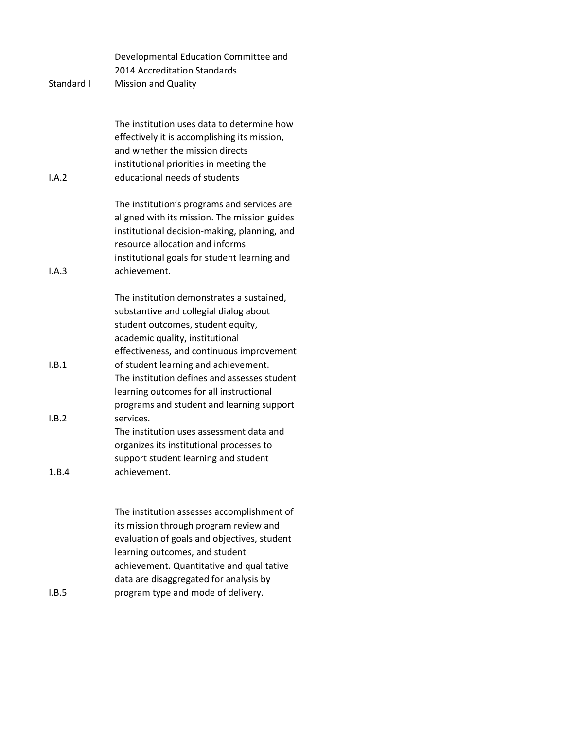| | Developmental Education Committee and 2014 Accreditation Standards |
|---|---|
| Standard I | Mission and Quality |
| I.A.2 | The institution uses data to determine how effectively it is accomplishing its mission, and whether the mission directs institutional priorities in meeting the educational needs of students |
| I.A.3 | The institution's programs and services are aligned with its mission. The mission guides institutional decision-making, planning, and resource allocation and informs institutional goals for student learning and achievement. |
| I.B.1 | The institution demonstrates a sustained, substantive and collegial dialog about student outcomes, student equity, academic quality, institutional effectiveness, and continuous improvement of student learning and achievement. |
| I.B.2 | The institution defines and assesses student learning outcomes for all instructional programs and student and learning support services. |
| 1.B.4 | The institution uses assessment data and organizes its institutional processes to support student learning and student achievement. |
| I.B.5 | The institution assesses accomplishment of its mission through program review and evaluation of goals and objectives, student learning outcomes, and student achievement. Quantitative and qualitative data are disaggregated for analysis by program type and mode of delivery. |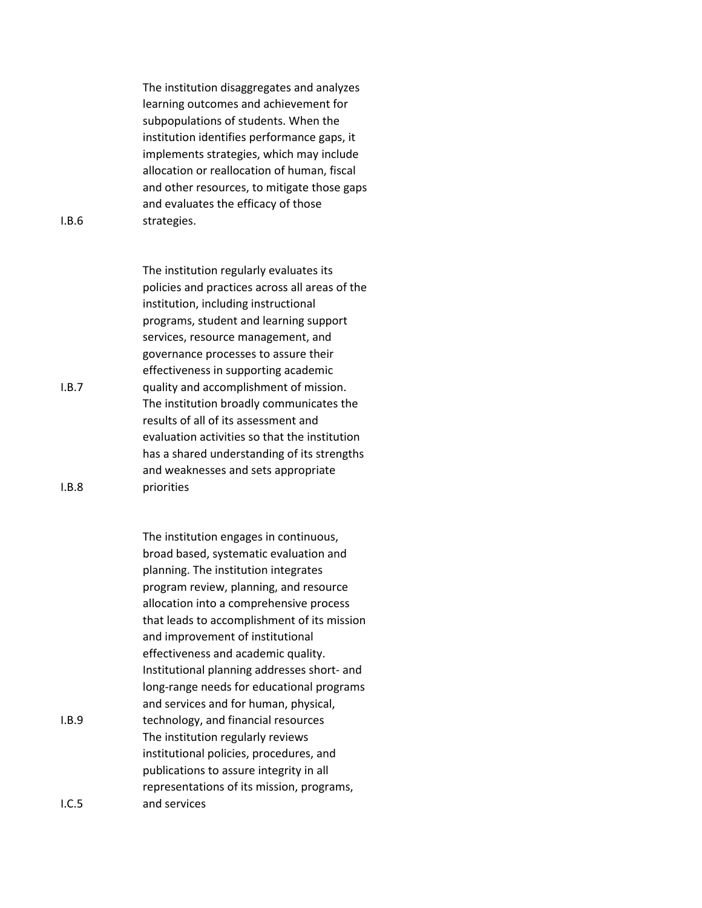| | |
|---|---|
| I.B.6 | The institution disaggregates and analyzes learning outcomes and achievement for subpopulations of students. When the institution identifies performance gaps, it implements strategies, which may include allocation or reallocation of human, fiscal and other resources, to mitigate those gaps and evaluates the efficacy of those strategies. |
| I.B.7 | The institution regularly evaluates its policies and practices across all areas of the institution, including instructional programs, student and learning support services, resource management, and governance processes to assure their effectiveness in supporting academic quality and accomplishment of mission. |
| I.B.8 | The institution broadly communicates the results of all of its assessment and evaluation activities so that the institution has a shared understanding of its strengths and weaknesses and sets appropriate priorities |
| I.B.9 | The institution engages in continuous, broad based, systematic evaluation and planning. The institution integrates program review, planning, and resource allocation into a comprehensive process that leads to accomplishment of its mission and improvement of institutional effectiveness and academic quality. Institutional planning addresses short- and long-range needs for educational programs and services and for human, physical, technology, and financial resources |
| I.C.5 | The institution regularly reviews institutional policies, procedures, and publications to assure integrity in all representations of its mission, programs, and services |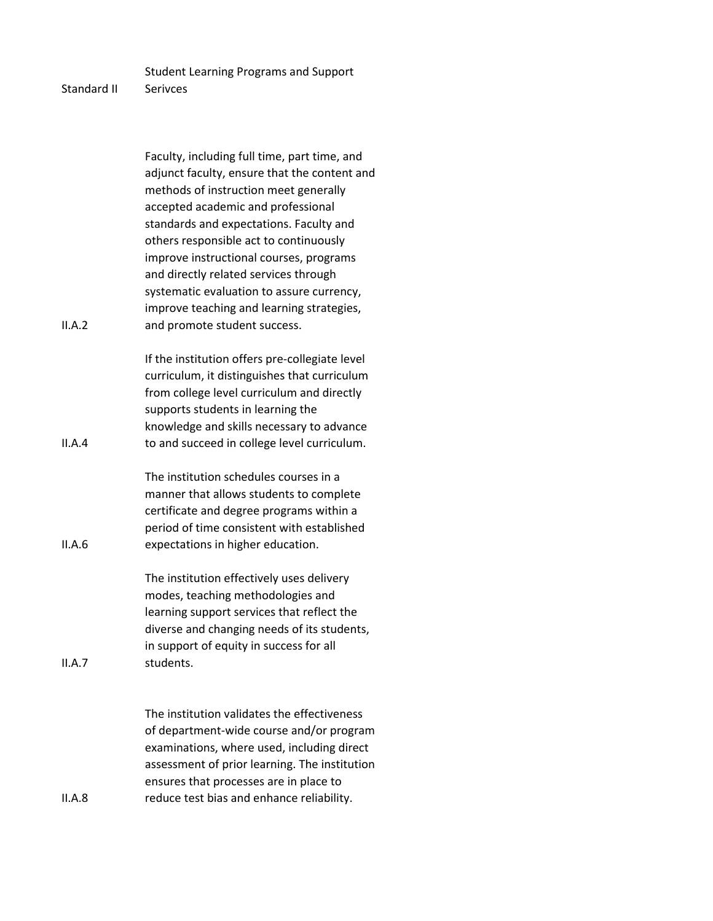| Standard II | Student Learning Programs and Support Serivces |
|---|---|
| II.A.2 | Faculty, including full time, part time, and adjunct faculty, ensure that the content and methods of instruction meet generally accepted academic and professional standards and expectations. Faculty and others responsible act to continuously improve instructional courses, programs and directly related services through systematic evaluation to assure currency, improve teaching and learning strategies, and promote student success. |
| II.A.4 | If the institution offers pre-collegiate level curriculum, it distinguishes that curriculum from college level curriculum and directly supports students in learning the knowledge and skills necessary to advance to and succeed in college level curriculum. |
| II.A.6 | The institution schedules courses in a manner that allows students to complete certificate and degree programs within a period of time consistent with established expectations in higher education. |
| II.A.7 | The institution effectively uses delivery modes, teaching methodologies and learning support services that reflect the diverse and changing needs of its students, in support of equity in success for all students. |
| II.A.8 | The institution validates the effectiveness of department-wide course and/or program examinations, where used, including direct assessment of prior learning. The institution ensures that processes are in place to reduce test bias and enhance reliability. |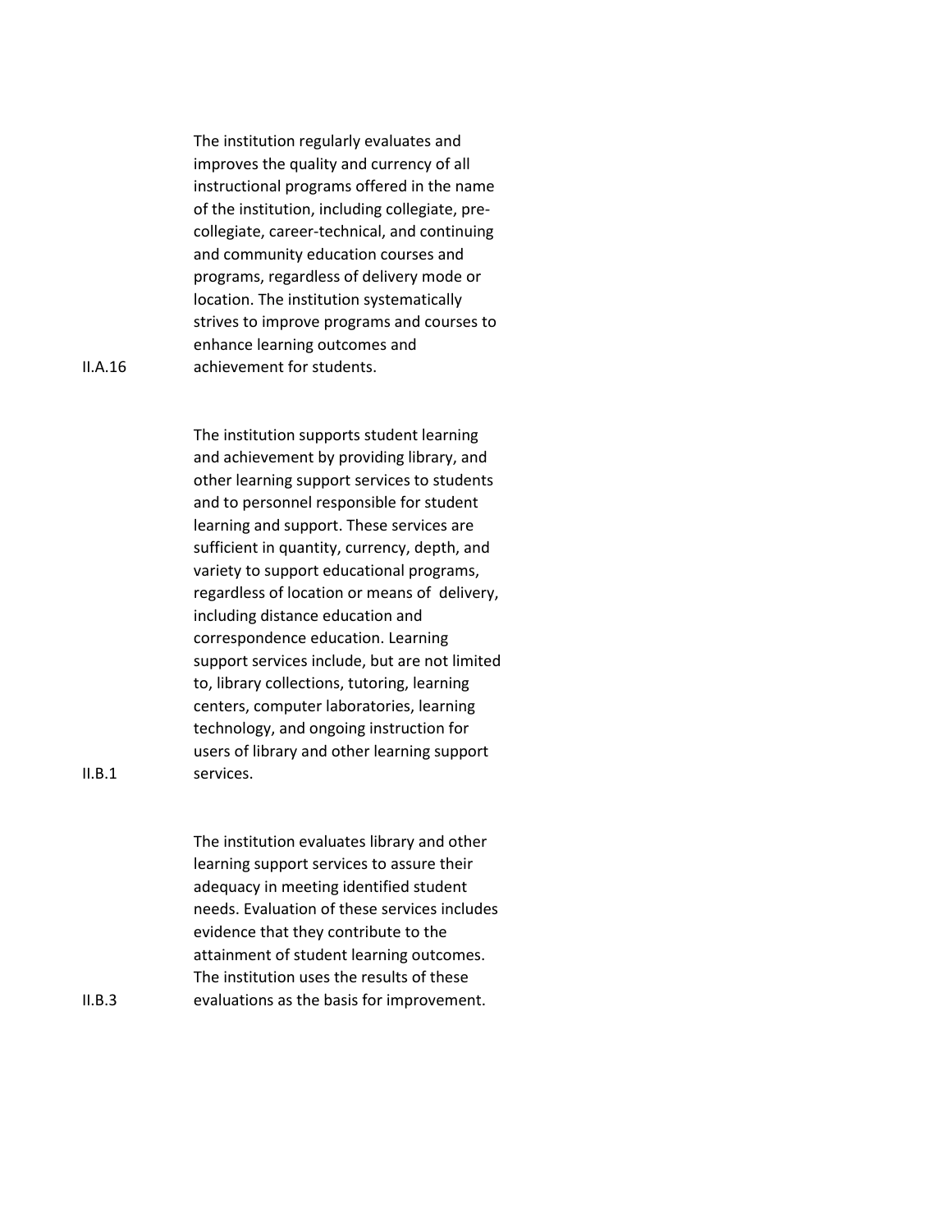| | |
|---|---|
| II.A.16 | The institution regularly evaluates and improves the quality and currency of all instructional programs offered in the name of the institution, including collegiate, pre-collegiate, career-technical, and continuing and community education courses and programs, regardless of delivery mode or location. The institution systematically strives to improve programs and courses to enhance learning outcomes and achievement for students. |
| II.B.1 | The institution supports student learning and achievement by providing library, and other learning support services to students and to personnel responsible for student learning and support. These services are sufficient in quantity, currency, depth, and variety to support educational programs, regardless of location or means of delivery, including distance education and correspondence education. Learning support services include, but are not limited to, library collections, tutoring, learning centers, computer laboratories, learning technology, and ongoing instruction for users of library and other learning support services. |
| II.B.3 | The institution evaluates library and other learning support services to assure their adequacy in meeting identified student needs. Evaluation of these services includes evidence that they contribute to the attainment of student learning outcomes. The institution uses the results of these evaluations as the basis for improvement. |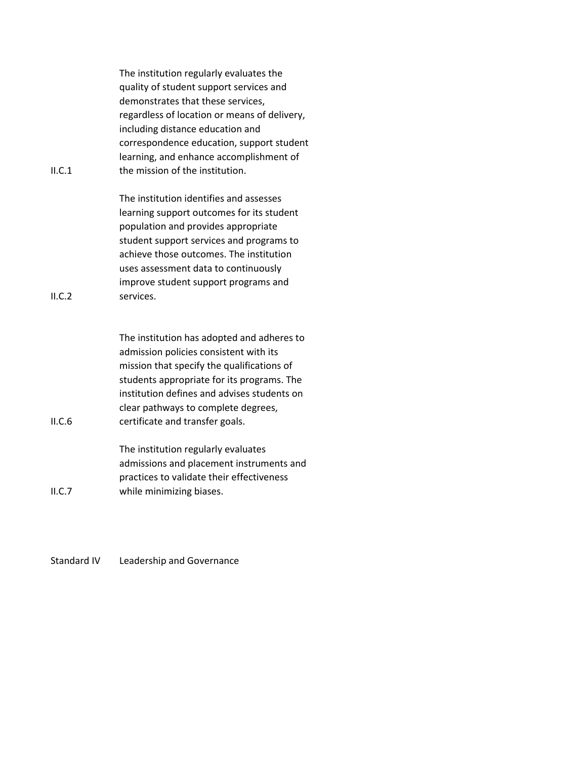| | |
|---|---|
| II.C.1 | The institution regularly evaluates the quality of student support services and demonstrates that these services, regardless of location or means of delivery, including distance education and correspondence education, support student learning, and enhance accomplishment of the mission of the institution. |
| II.C.2 | The institution identifies and assesses learning support outcomes for its student population and provides appropriate student support services and programs to achieve those outcomes. The institution uses assessment data to continuously improve student support programs and services. |
| II.C.6 | The institution has adopted and adheres to admission policies consistent with its mission that specify the qualifications of students appropriate for its programs. The institution defines and advises students on clear pathways to complete degrees, certificate and transfer goals. |
| II.C.7 | The institution regularly evaluates admissions and placement instruments and practices to validate their effectiveness while minimizing biases. |

Standard IV Leadership and Governance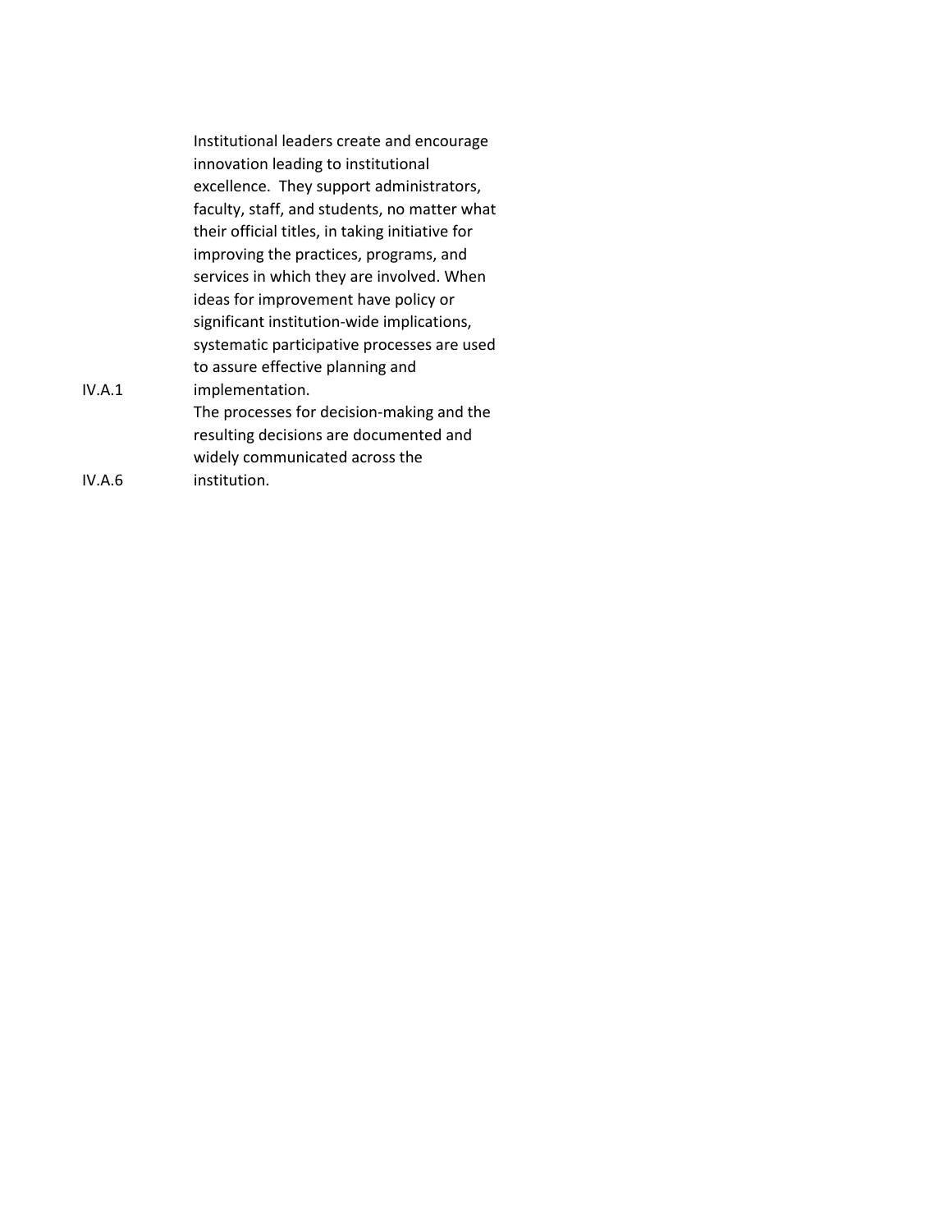| | |
|---|---|
| IV.A.1 | Institutional leaders create and encourage innovation leading to institutional excellence.  They support administrators, faculty, staff, and students, no matter what their official titles, in taking initiative for improving the practices, programs, and services in which they are involved. When ideas for improvement have policy or significant institution-wide implications, systematic participative processes are used to assure effective planning and implementation. |
| IV.A.6 | The processes for decision-making and the resulting decisions are documented and widely communicated across the institution. |